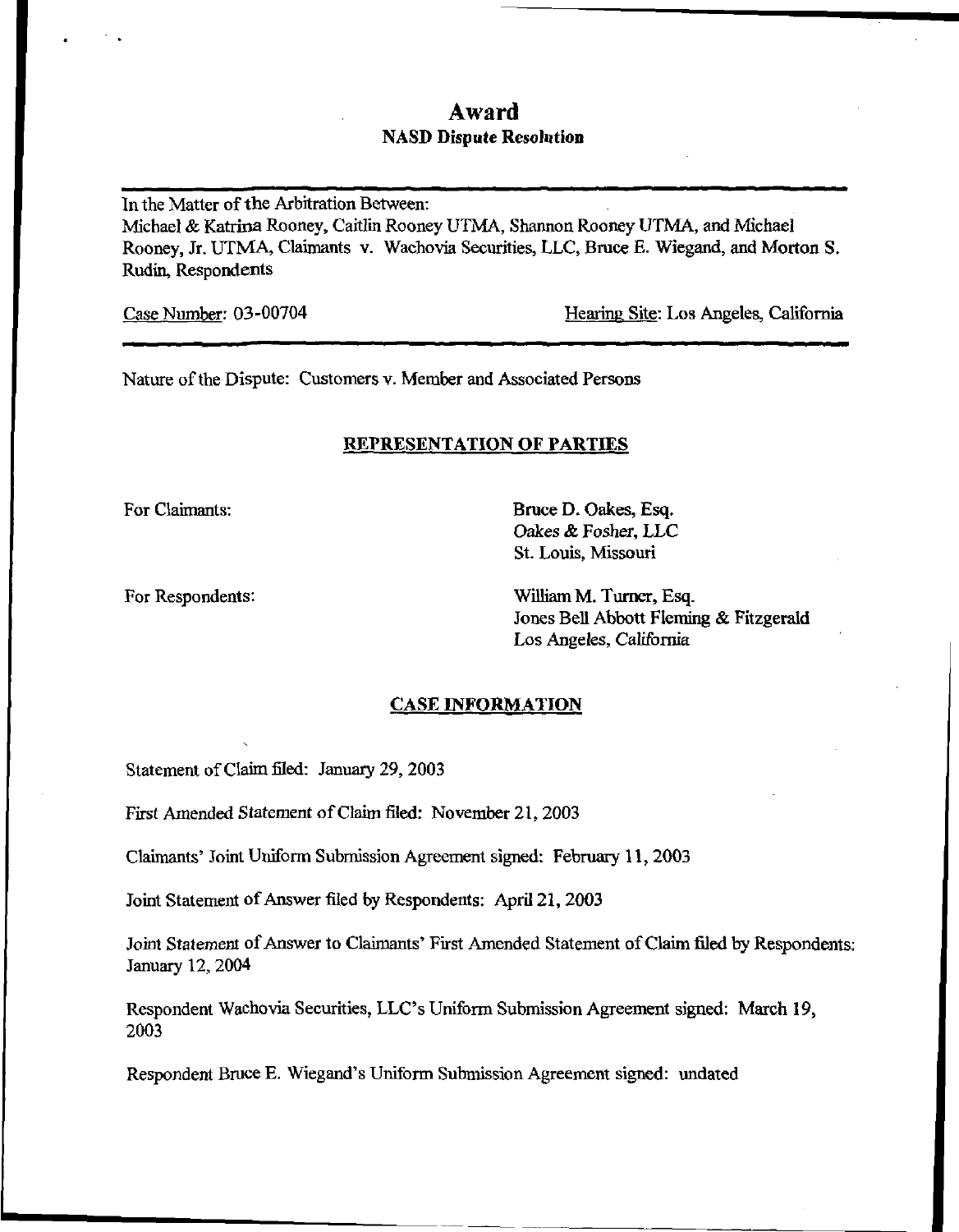# Award
## NASD Dispute Resolution

In the Matter of the Arbitration Between:
Michael & Katrina Rooney, Caitlin Rooney UTMA, Shannon Rooney UTMA, and Michael Rooney, Jr. UTMA, Claimants v. Wachovia Securities, LLC, Bruce E. Wiegand, and Morton S. Rudin, Respondents

Case Number: 03-00704 Hearing Site: Los Angeles, California

Nature of the Dispute: Customers v. Member and Associated Persons

### REPRESENTATION OF PARTIES

For Claimants: Bruce D. Oakes, Esq.
*Oakes & Fosher, LLC*
St. Louis, Missouri

For Respondents: William M. Turner, Esq.
Jones Bell Abbott Fleming & Fitzgerald
Los Angeles, California

### CASE INFORMATION

Statement of Claim filed: January 29, 2003

First Amended Statement of Claim filed: November 21, 2003

Claimants' Joint Uniform Submission Agreement signed: February 11, 2003

Joint Statement of Answer filed by Respondents: April 21, 2003

Joint Statement of Answer to Claimants' First Amended Statement of Claim filed by Respondents: January 12, 2004

Respondent Wachovia Securities, LLC's Uniform Submission Agreement signed: March 19, 2003

Respondent Bruce E. Wiegand's Uniform Submission Agreement signed: undated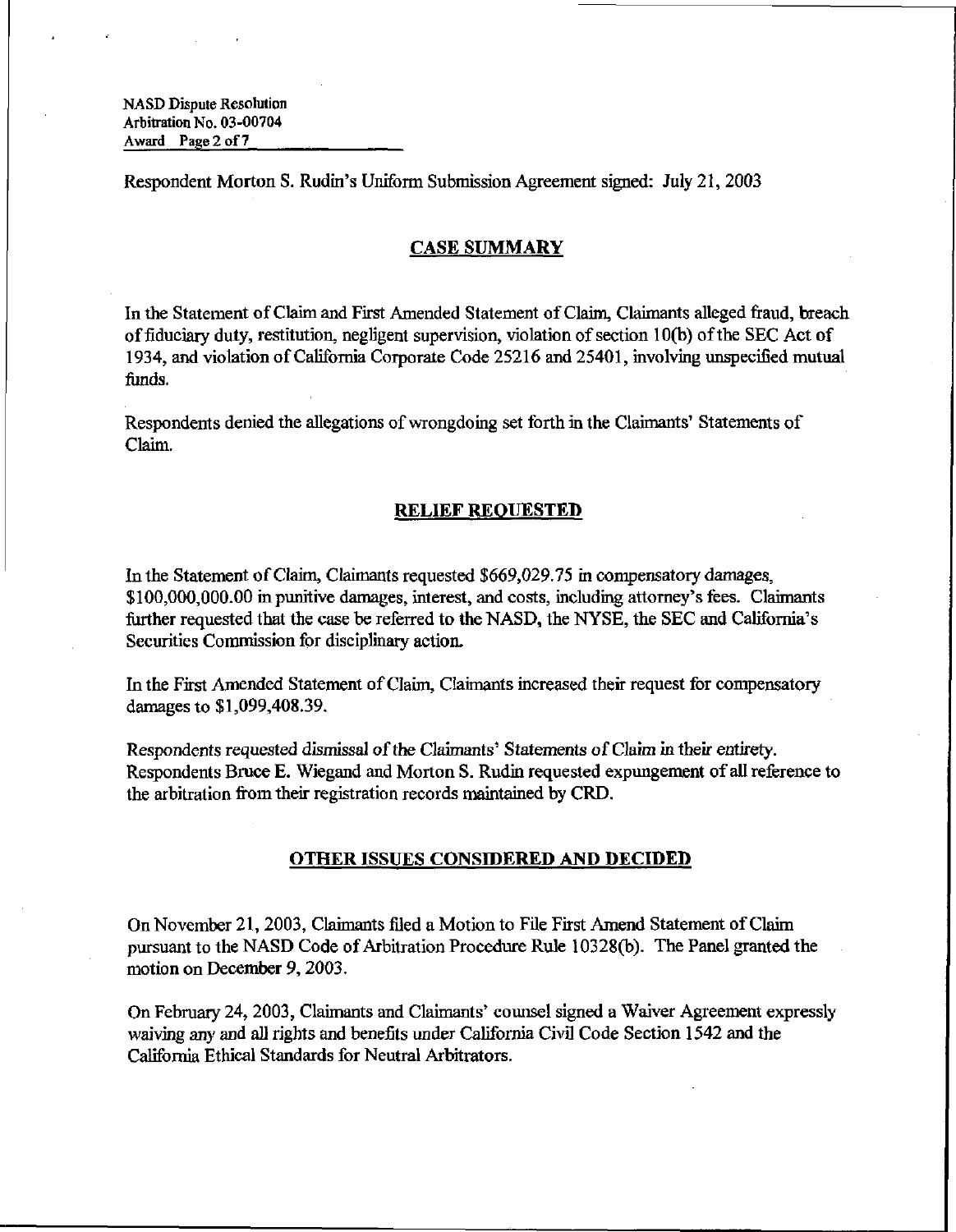Respondent Morton S. Rudin's Uniform Submission Agreement signed: July 21, 2003

## CASE SUMMARY

In the Statement of Claim and First Amended Statement of Claim, Claimants alleged fraud, breach of fiduciary duty, restitution, negligent supervision, violation of section 10(b) of the SEC Act of 1934, and violation of California Corporate Code 25216 and 25401, involving unspecified mutual funds.

Respondents denied the allegations of wrongdoing set forth in the Claimants' Statements of Claim.

## RELIEF REQUESTED

In the Statement of Claim, Claimants requested $669,029.75 in compensatory damages, $100,000,000.00 in punitive damages, interest, and costs, including attorney's fees. Claimants further requested that the case be referred to the NASD, the NYSE, the SEC and California's Securities Commission for disciplinary action.

In the First Amended Statement of Claim, Claimants increased their request for compensatory damages to $1,099,408.39.

Respondents requested dismissal of the Claimants' Statements of Claim in their entirety. Respondents Bruce E. Wiegand and Morton S. Rudin requested expungement of all reference to the arbitration from their registration records maintained by CRD.

## OTHER ISSUES CONSIDERED AND DECIDED

On November 21, 2003, Claimants filed a Motion to File First Amend Statement of Claim pursuant to the NASD Code of Arbitration Procedure Rule 10328(b). The Panel granted the motion on December 9, 2003.

On February 24, 2003, Claimants and Claimants' counsel signed a Waiver Agreement expressly waiving any and all rights and benefits under California Civil Code Section 1542 and the California Ethical Standards for Neutral Arbitrators.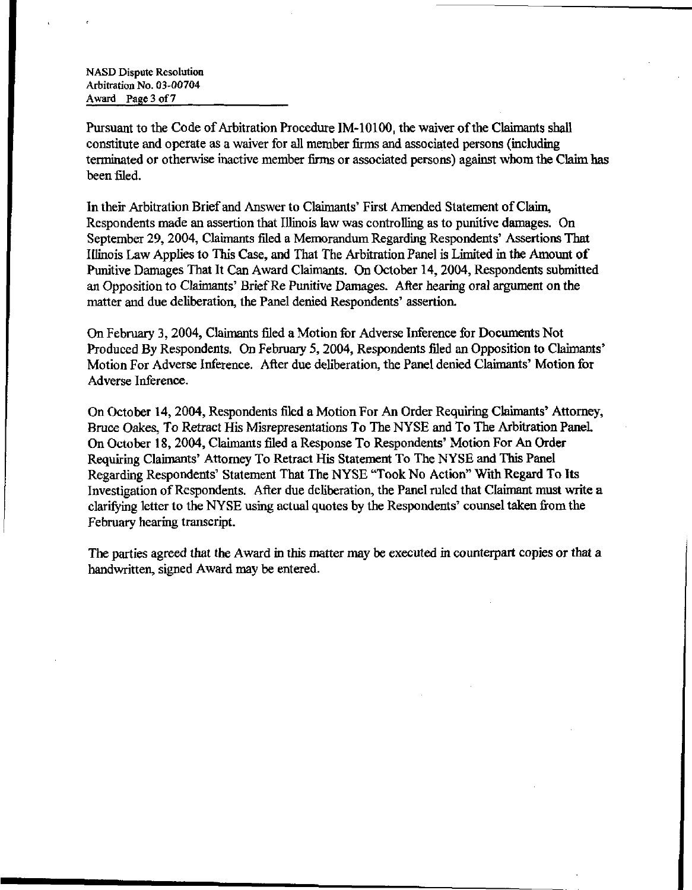Pursuant to the Code of Arbitration Procedure IM-10100, the waiver of the Claimants shall constitute and operate as a waiver for all member firms and associated persons (including terminated or otherwise inactive member firms or associated persons) against whom the Claim has been filed.

In their Arbitration Brief and Answer to Claimants' First Amended Statement of Claim, Respondents made an assertion that Illinois law was controlling as to punitive damages. On September 29, 2004, Claimants filed a Memorandum Regarding Respondents' Assertions That Illinois Law Applies to This Case, and That The Arbitration Panel is Limited in the Amount of Punitive Damages That It Can Award Claimants. On October 14, 2004, Respondents submitted an Opposition to Claimants' Brief Re Punitive Damages. After hearing oral argument on the matter and due deliberation, the Panel denied Respondents' assertion.

On February 3, 2004, Claimants filed a Motion for Adverse Inference for Documents Not Produced By Respondents. On February 5, 2004, Respondents filed an Opposition to Claimants' Motion For Adverse Inference. After due deliberation, the Panel denied Claimants' Motion for Adverse Inference.

On October 14, 2004, Respondents filed a Motion For An Order Requiring Claimants' Attorney, Bruce Oakes, To Retract His Misrepresentations To The NYSE and To The Arbitration Panel. On October 18, 2004, Claimants filed a Response To Respondents' Motion For An Order Requiring Claimants' Attorney To Retract His Statement To The NYSE and This Panel Regarding Respondents' Statement That The NYSE "Took No Action" With Regard To Its Investigation of Respondents. After due deliberation, the Panel ruled that Claimant must write a clarifying letter to the NYSE using actual quotes by the Respondents' counsel taken from the February hearing transcript.

The parties agreed that the Award in this matter may be executed in counterpart copies or that a handwritten, signed Award may be entered.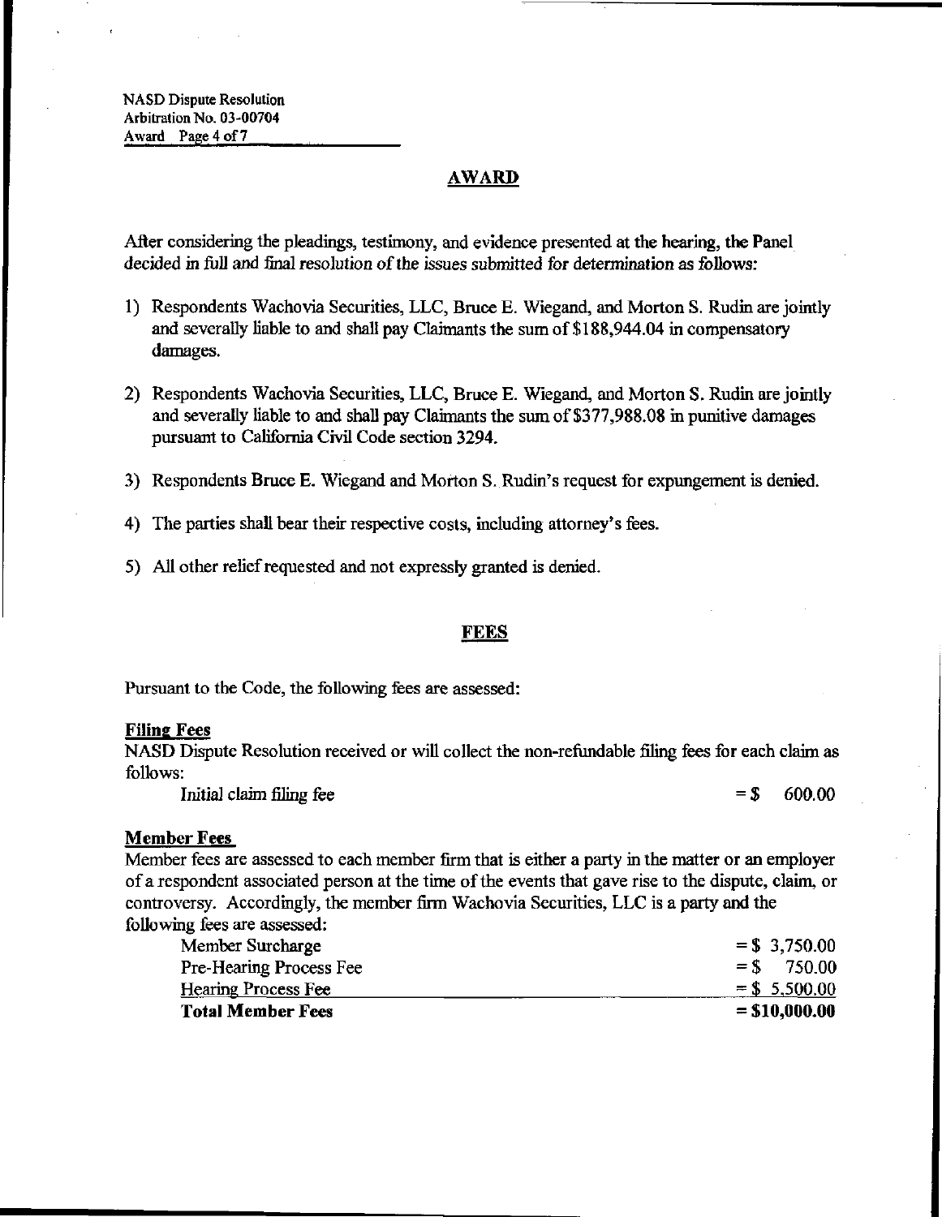## AWARD

After considering the pleadings, testimony, and evidence presented at the hearing, the Panel decided in full and final resolution of the issues submitted for determination as follows:

1) Respondents Wachovia Securities, LLC, Bruce E. Wiegand, and Morton S. Rudin are jointly and severally liable to and shall pay Claimants the sum of $188,944.04 in compensatory damages.

2) Respondents Wachovia Securities, LLC, Bruce E. Wiegand, and Morton S. Rudin are jointly and severally liable to and shall pay Claimants the sum of $377,988.08 in punitive damages pursuant to California Civil Code section 3294.

3) Respondents Bruce E. Wiegand and Morton S. Rudin's request for expungement is denied.

4) The parties shall bear their respective costs, including attorney's fees.

5) All other relief requested and not expressly granted is denied.

## FEES

Pursuant to the Code, the following fees are assessed:

**Filing Fees**

NASD Dispute Resolution received or will collect the non-refundable filing fees for each claim as follows:

| | |
|---|---|
| Initial claim filing fee | = $ 600.00 |

**Member Fees**

Member fees are assessed to each member firm that is either a party in the matter or an employer of a respondent associated person at the time of the events that gave rise to the dispute, claim, or controversy. Accordingly, the member firm Wachovia Securities, LLC is a party and the following fees are assessed:

| | |
|---|---|
| Member Surcharge | = $ 3,750.00 |
| Pre-Hearing Process Fee | = $ 750.00 |
| Hearing Process Fee | = $ 5,500.00 |
| **Total Member Fees** | **= $10,000.00** |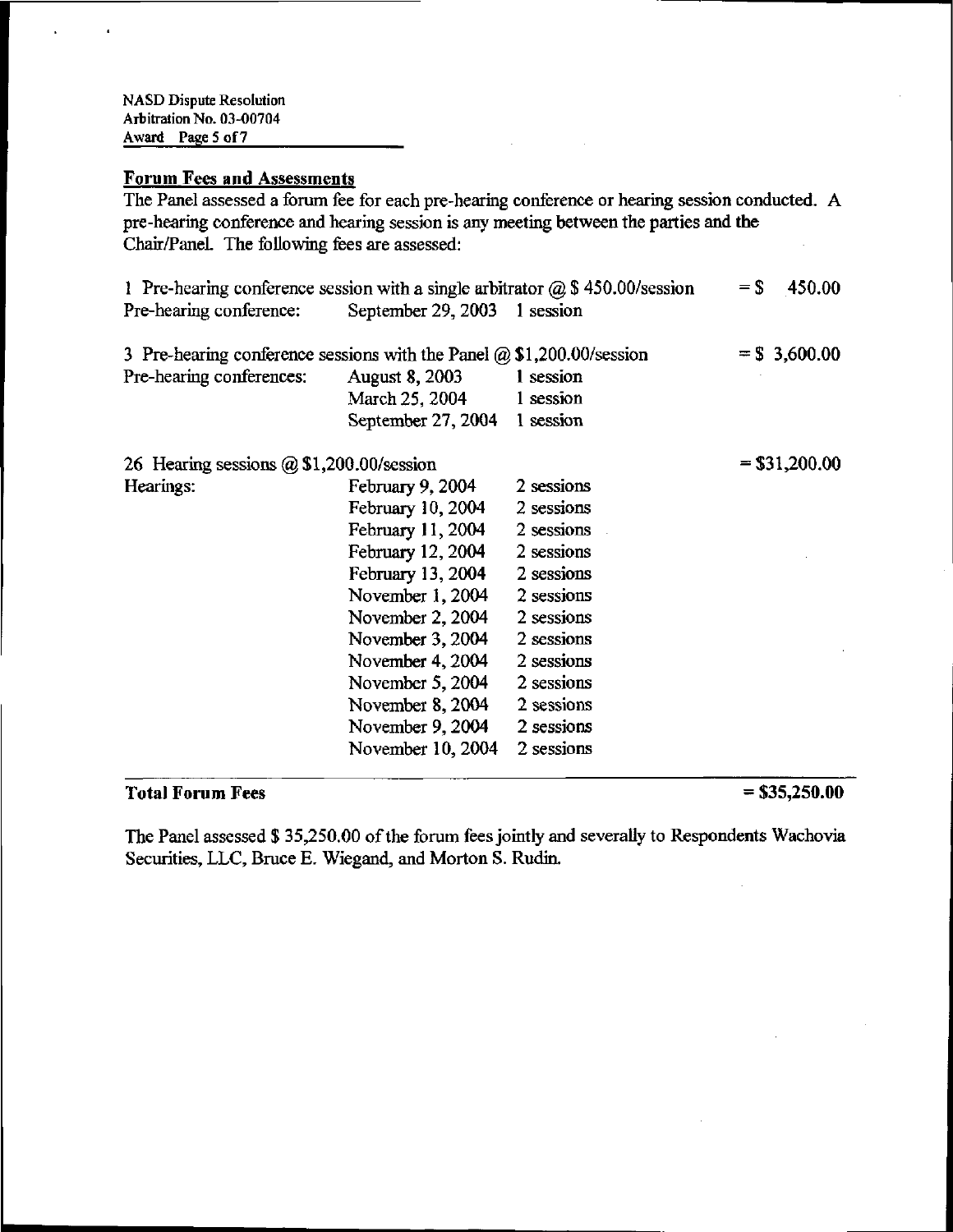## Forum Fees and Assessments

The Panel assessed a forum fee for each pre-hearing conference or hearing session conducted. A pre-hearing conference and hearing session is any meeting between the parties and the Chair/Panel. The following fees are assessed:

| | | | |
|---|---|---|---|
| 1 Pre-hearing conference session with a single arbitrator @ $ 450.00/session | | | = $ 450.00 |
| Pre-hearing conference: | September 29, 2003 | 1 session | |
| | | | |
| 3 Pre-hearing conference sessions with the Panel @ $1,200.00/session | | | = $ 3,600.00 |
| Pre-hearing conferences: | August 8, 2003 | 1 session | |
| | March 25, 2004 | 1 session | |
| | September 27, 2004 | 1 session | |
| | | | |
| 26 Hearing sessions @ $1,200.00/session | | | = $31,200.00 |
| Hearings: | February 9, 2004 | 2 sessions | |
| | February 10, 2004 | 2 sessions | |
| | February 11, 2004 | 2 sessions | |
| | February 12, 2004 | 2 sessions | |
| | February 13, 2004 | 2 sessions | |
| | November 1, 2004 | 2 sessions | |
| | November 2, 2004 | 2 sessions | |
| | November 3, 2004 | 2 sessions | |
| | November 4, 2004 | 2 sessions | |
| | November 5, 2004 | 2 sessions | |
| | November 8, 2004 | 2 sessions | |
| | November 9, 2004 | 2 sessions | |
| | November 10, 2004 | 2 sessions | |
| **Total Forum Fees** | | | **= $35,250.00** |

The Panel assessed $ 35,250.00 of the forum fees jointly and severally to Respondents Wachovia Securities, LLC, Bruce E. Wiegand, and Morton S. Rudin.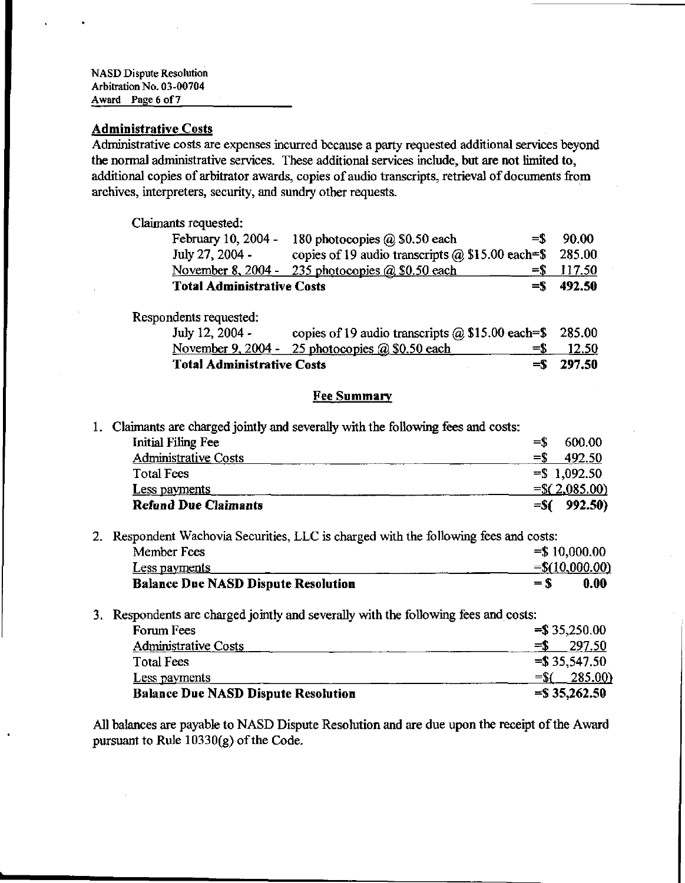## Administrative Costs

Administrative costs are expenses incurred because a party requested additional services beyond the normal administrative services. These additional services include, but are not limited to, additional copies of arbitrator awards, copies of audio transcripts, retrieval of documents from archives, interpreters, security, and sundry other requests.

Claimants requested:

| | | |
|---|---|---|
| February 10, 2004 - | 180 photocopies @ $0.50 each | =$ 90.00 |
| July 27, 2004 - | copies of 19 audio transcripts @ $15.00 each | =$ 285.00 |
| November 8, 2004 - | 235 photocopies @ $0.50 each | =$ 117.50 |
| **Total Administrative Costs** | | **=$ 492.50** |

Respondents requested:

| | | |
|---|---|---|
| July 12, 2004 - | copies of 19 audio transcripts @ $15.00 each | =$ 285.00 |
| November 9, 2004 - | 25 photocopies @ $0.50 each | =$ 12.50 |
| **Total Administrative Costs** | | **=$ 297.50** |

## Fee Summary

1. Claimants are charged jointly and severally with the following fees and costs:

| | |
|---|---|
| Initial Filing Fee | =$ 600.00 |
| Administrative Costs | =$ 492.50 |
| Total Fees | =$ 1,092.50 |
| Less payments | =$( 2,085.00) |
| **Refund Due Claimants** | **=$( 992.50)** |

2. Respondent Wachovia Securities, LLC is charged with the following fees and costs:

| | |
|---|---|
| Member Fees | =$ 10,000.00 |
| Less payments | =$(10,000.00) |
| **Balance Due NASD Dispute Resolution** | **= $ 0.00** |

3. Respondents are charged jointly and severally with the following fees and costs:

| | |
|---|---|
| Forum Fees | =$ 35,250.00 |
| Administrative Costs | =$ 297.50 |
| Total Fees | =$ 35,547.50 |
| Less payments | =$( 285.00) |
| **Balance Due NASD Dispute Resolution** | **=$ 35,262.50** |

All balances are payable to NASD Dispute Resolution and are due upon the receipt of the Award pursuant to Rule 10330(g) of the Code.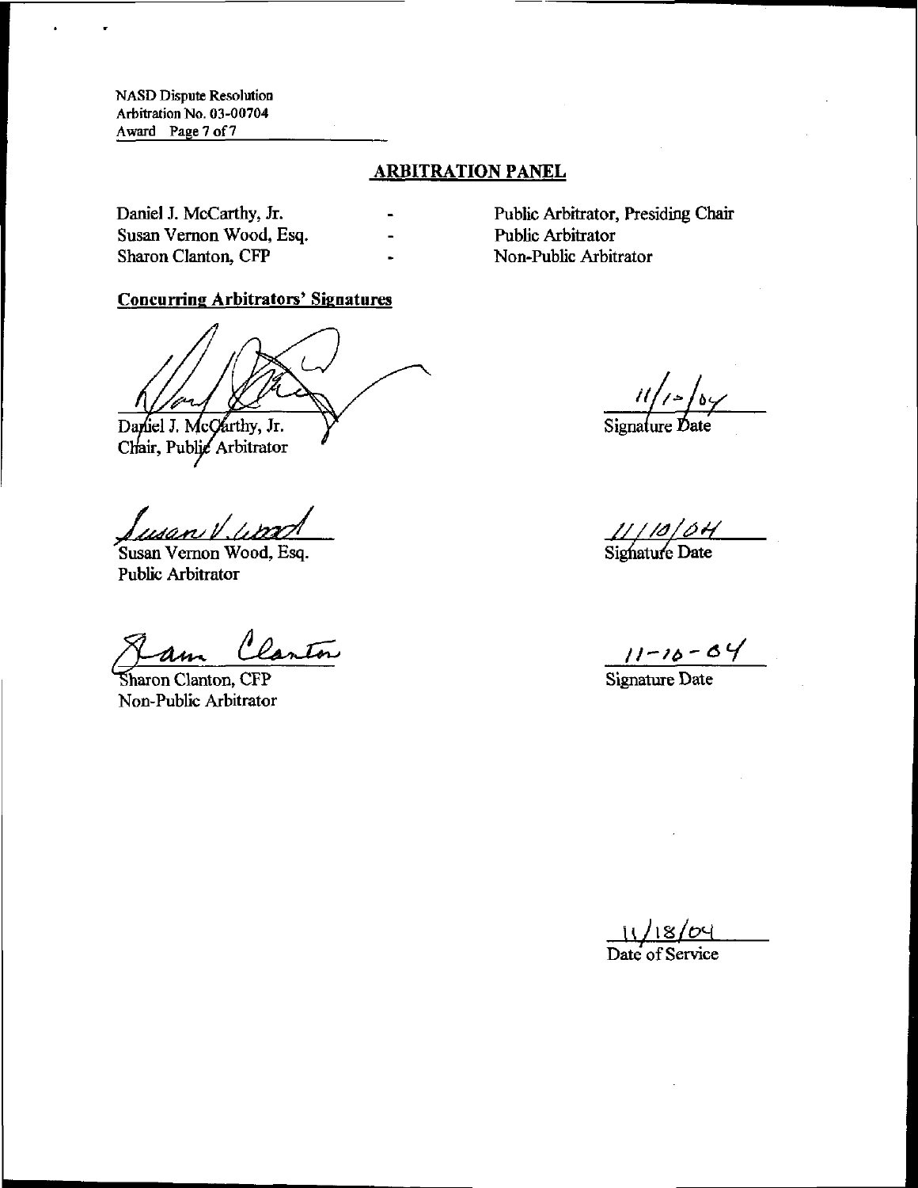NASD Dispute Resolution
Arbitration No. 03-00704
Award Page 7 of 7

## ARBITRATION PANEL

| | | |
|---|---|---|
| Daniel J. McCarthy, Jr. | - | Public Arbitrator, Presiding Chair |
| Susan Vernon Wood, Esq. | - | Public Arbitrator |
| Sharon Clanton, CFP | - | Non-Public Arbitrator |

**Concurring Arbitrators' Signatures**

| | |
|---|---|
| Daniel J. McCarthy, Jr.<br>Chair, Public Arbitrator | 11/10/04<br>Signature Date |
| Susan Vernon Wood, Esq.<br>Public Arbitrator | 11/10/04<br>Signature Date |
| Sharon Clanton, CFP<br>Non-Public Arbitrator | 11-10-04<br>Signature Date |

11/18/04
Date of Service